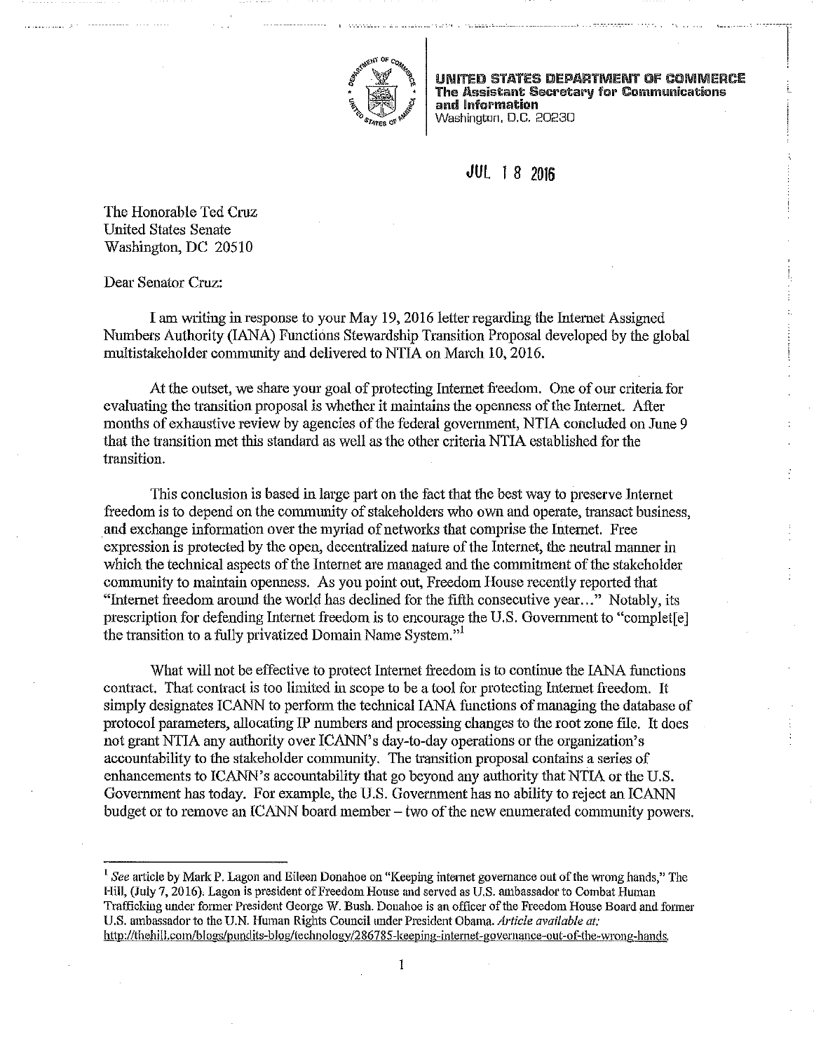**UNITED STATES DEPARTMENT OF COMMERCE**
**The Assistant Secretary for Communications and Information**
Washington, D.C. 20230

JUL 18 2016

The Honorable Ted Cruz
United States Senate
Washington, DC 20510

Dear Senator Cruz:

I am writing in response to your May 19, 2016 letter regarding the Internet Assigned Numbers Authority (IANA) Functions Stewardship Transition Proposal developed by the global multistakeholder community and delivered to NTIA on March 10, 2016.

At the outset, we share your goal of protecting Internet freedom. One of our criteria for evaluating the transition proposal is whether it maintains the openness of the Internet. After months of exhaustive review by agencies of the federal government, NTIA concluded on June 9 that the transition met this standard as well as the other criteria NTIA established for the transition.

This conclusion is based in large part on the fact that the best way to preserve Internet freedom is to depend on the community of stakeholders who own and operate, transact business, and exchange information over the myriad of networks that comprise the Internet. Free expression is protected by the open, decentralized nature of the Internet, the neutral manner in which the technical aspects of the Internet are managed and the commitment of the stakeholder community to maintain openness. As you point out, Freedom House recently reported that "Internet freedom around the world has declined for the fifth consecutive year..." Notably, its prescription for defending Internet freedom is to encourage the U.S. Government to "complet[e] the transition to a fully privatized Domain Name System."[1]

What will not be effective to protect Internet freedom is to continue the IANA functions contract. That contract is too limited in scope to be a tool for protecting Internet freedom. It simply designates ICANN to perform the technical IANA functions of managing the database of protocol parameters, allocating IP numbers and processing changes to the root zone file. It does not grant NTIA any authority over ICANN's day-to-day operations or the organization's accountability to the stakeholder community. The transition proposal contains a series of enhancements to ICANN's accountability that go beyond any authority that NTIA or the U.S. Government has today. For example, the U.S. Government has no ability to reject an ICANN budget or to remove an ICANN board member – two of the new enumerated community powers.

---

[1] *See* article by Mark P. Lagon and Eileen Donahoe on "Keeping internet governance out of the wrong hands," The Hill, (July 7, 2016). Lagon is president of Freedom House and served as U.S. ambassador to Combat Human Trafficking under former President George W. Bush. Donahoe is an officer of the Freedom House Board and former U.S. ambassador to the U.N. Human Rights Council under President Obama. *Article available at:* http://thehill.com/blogs/pundits-blog/technology/286785-keeping-internet-governance-out-of-the-wrong-hands.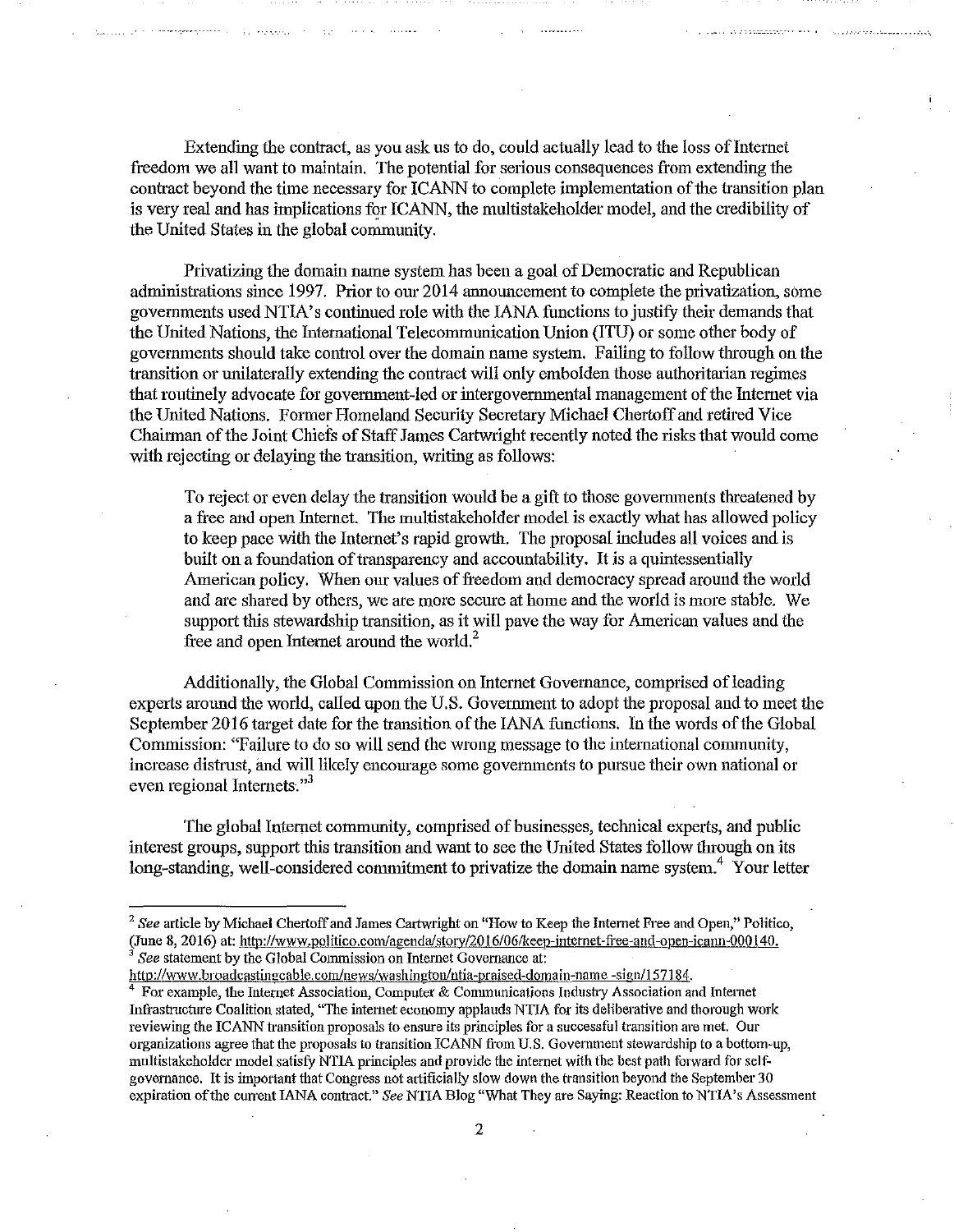Extending the contract, as you ask us to do, could actually lead to the loss of Internet freedom we all want to maintain. The potential for serious consequences from extending the contract beyond the time necessary for ICANN to complete implementation of the transition plan is very real and has implications for ICANN, the multistakeholder model, and the credibility of the United States in the global community.

Privatizing the domain name system has been a goal of Democratic and Republican administrations since 1997. Prior to our 2014 announcement to complete the privatization, some governments used NTIA's continued role with the IANA functions to justify their demands that the United Nations, the International Telecommunication Union (ITU) or some other body of governments should take control over the domain name system. Failing to follow through on the transition or unilaterally extending the contract will only embolden those authoritarian regimes that routinely advocate for government-led or intergovernmental management of the Internet via the United Nations. Former Homeland Security Secretary Michael Chertoff and retired Vice Chairman of the Joint Chiefs of Staff James Cartwright recently noted the risks that would come with rejecting or delaying the transition, writing as follows:

> To reject or even delay the transition would be a gift to those governments threatened by a free and open Internet. The multistakeholder model is exactly what has allowed policy to keep pace with the Internet's rapid growth. The proposal includes all voices and is built on a foundation of transparency and accountability. It is a quintessentially American policy. When our values of freedom and democracy spread around the world and are shared by others, we are more secure at home and the world is more stable. We support this stewardship transition, as it will pave the way for American values and the free and open Internet around the world.[2]

Additionally, the Global Commission on Internet Governance, comprised of leading experts around the world, called upon the U.S. Government to adopt the proposal and to meet the September 2016 target date for the transition of the IANA functions. In the words of the Global Commission: "Failure to do so will send the wrong message to the international community, increase distrust, and will likely encourage some governments to pursue their own national or even regional Internets."[3]

The global Internet community, comprised of businesses, technical experts, and public interest groups, support this transition and want to see the United States follow through on its long-standing, well-considered commitment to privatize the domain name system.[4] Your letter

---

[2] *See* article by Michael Chertoff and James Cartwright on "How to Keep the Internet Free and Open," Politico, (June 8, 2016) at: http://www.politico.com/agenda/story/2016/06/keep-internet-free-and-open-icann-000140.

[3] *See* statement by the Global Commission on Internet Governance at: http://www.broadcastingcable.com/news/washington/ntia-praised-domain-name -sign/157184.

[4] For example, the Internet Association, Computer & Communications Industry Association and Internet Infrastructure Coalition stated, "The internet economy applauds NTIA for its deliberative and thorough work reviewing the ICANN transition proposals to ensure its principles for a successful transition are met. Our organizations agree that the proposals to transition ICANN from U.S. Government stewardship to a bottom-up, multistakeholder model satisfy NTIA principles and provide the internet with the best path forward for self-governance. It is important that Congress not artificially slow down the transition beyond the September 30 expiration of the current IANA contract." *See* NTIA Blog "What They are Saying: Reaction to NTIA's Assessment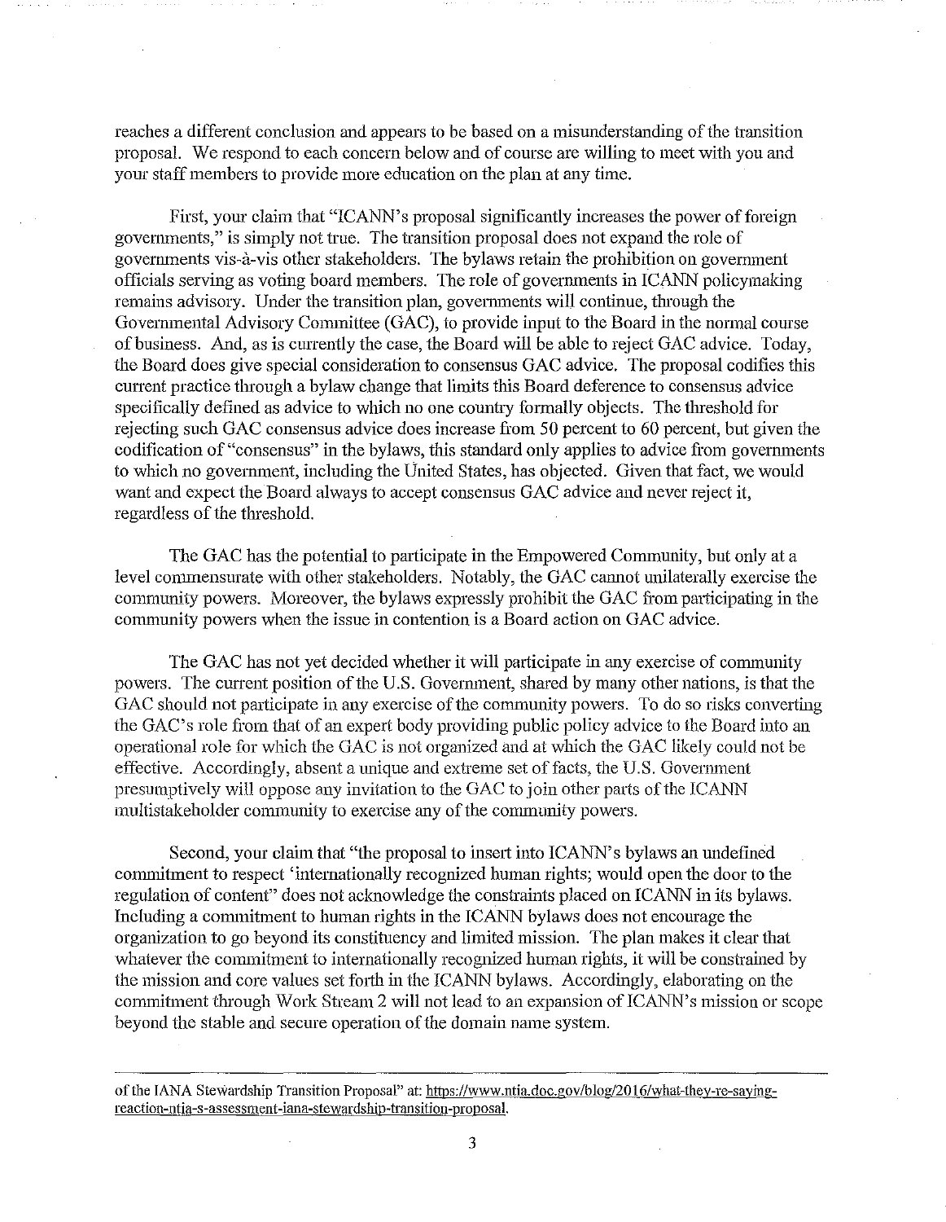reaches a different conclusion and appears to be based on a misunderstanding of the transition proposal. We respond to each concern below and of course are willing to meet with you and your staff members to provide more education on the plan at any time.

First, your claim that "ICANN's proposal significantly increases the power of foreign governments," is simply not true. The transition proposal does not expand the role of governments vis-à-vis other stakeholders. The bylaws retain the prohibition on government officials serving as voting board members. The role of governments in ICANN policymaking remains advisory. Under the transition plan, governments will continue, through the Governmental Advisory Committee (GAC), to provide input to the Board in the normal course of business. And, as is currently the case, the Board will be able to reject GAC advice. Today, the Board does give special consideration to consensus GAC advice. The proposal codifies this current practice through a bylaw change that limits this Board deference to consensus advice specifically defined as advice to which no one country formally objects. The threshold for rejecting such GAC consensus advice does increase from 50 percent to 60 percent, but given the codification of "consensus" in the bylaws, this standard only applies to advice from governments to which no government, including the United States, has objected. Given that fact, we would want and expect the Board always to accept consensus GAC advice and never reject it, regardless of the threshold.

The GAC has the potential to participate in the Empowered Community, but only at a level commensurate with other stakeholders. Notably, the GAC cannot unilaterally exercise the community powers. Moreover, the bylaws expressly prohibit the GAC from participating in the community powers when the issue in contention is a Board action on GAC advice.

The GAC has not yet decided whether it will participate in any exercise of community powers. The current position of the U.S. Government, shared by many other nations, is that the GAC should not participate in any exercise of the community powers. To do so risks converting the GAC's role from that of an expert body providing public policy advice to the Board into an operational role for which the GAC is not organized and at which the GAC likely could not be effective. Accordingly, absent a unique and extreme set of facts, the U.S. Government presumptively will oppose any invitation to the GAC to join other parts of the ICANN multistakeholder community to exercise any of the community powers.

Second, your claim that "the proposal to insert into ICANN's bylaws an undefined commitment to respect 'internationally recognized human rights; would open the door to the regulation of content" does not acknowledge the constraints placed on ICANN in its bylaws. Including a commitment to human rights in the ICANN bylaws does not encourage the organization to go beyond its constituency and limited mission. The plan makes it clear that whatever the commitment to internationally recognized human rights, it will be constrained by the mission and core values set forth in the ICANN bylaws. Accordingly, elaborating on the commitment through Work Stream 2 will not lead to an expansion of ICANN's mission or scope beyond the stable and secure operation of the domain name system.

---

of the IANA Stewardship Transition Proposal" at: https://www.ntia.doc.gov/blog/2016/what-they-re-saying-reaction-ntia-s-assessment-iana-stewardship-transition-proposal.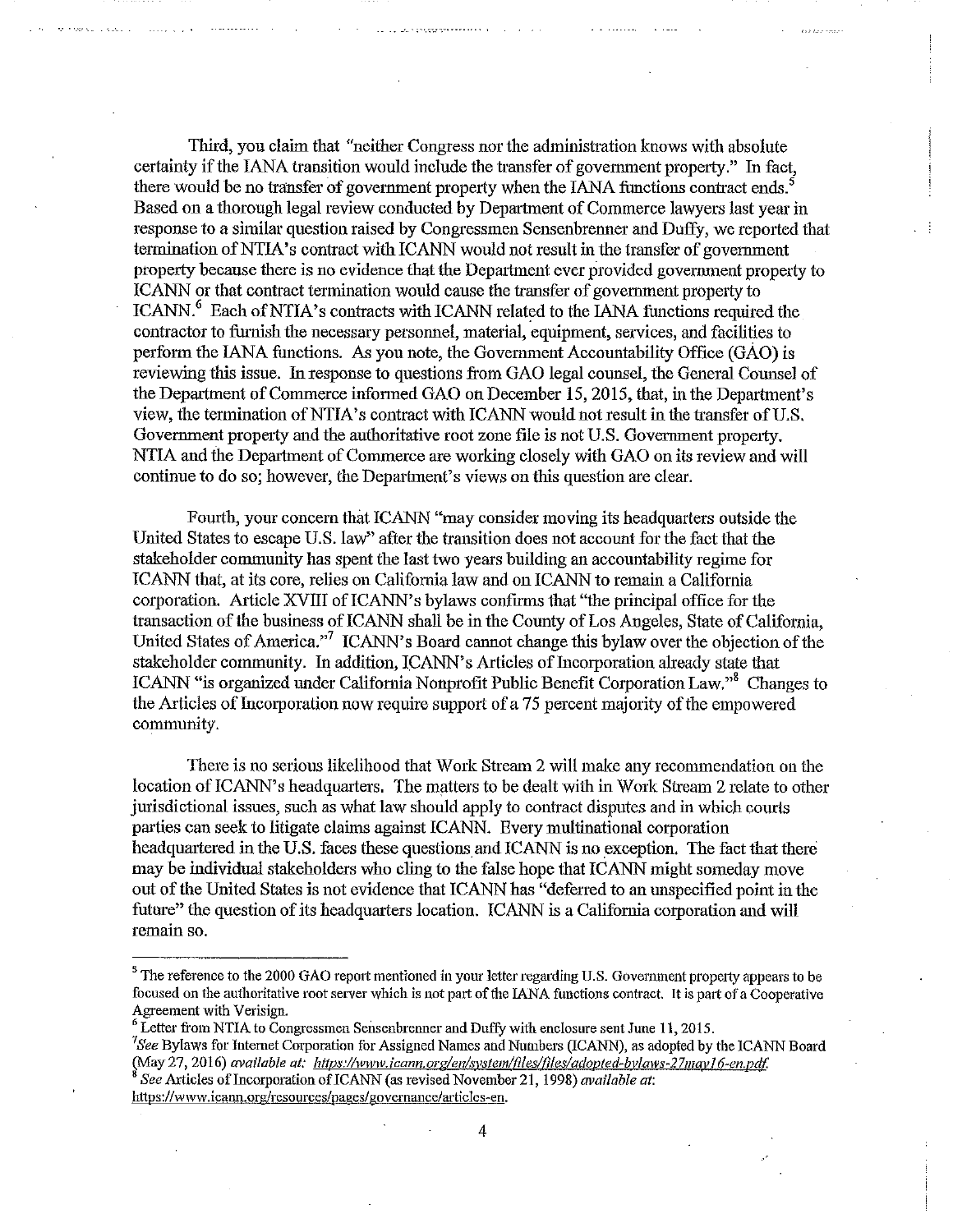Third, you claim that "neither Congress nor the administration knows with absolute certainty if the IANA transition would include the transfer of government property." In fact, there would be no transfer of government property when the IANA functions contract ends.[5] Based on a thorough legal review conducted by Department of Commerce lawyers last year in response to a similar question raised by Congressmen Sensenbrenner and Duffy, we reported that termination of NTIA's contract with ICANN would not result in the transfer of government property because there is no evidence that the Department ever provided government property to ICANN or that contract termination would cause the transfer of government property to ICANN.[6] Each of NTIA's contracts with ICANN related to the IANA functions required the contractor to furnish the necessary personnel, material, equipment, services, and facilities to perform the IANA functions. As you note, the Government Accountability Office (GAO) is reviewing this issue. In response to questions from GAO legal counsel, the General Counsel of the Department of Commerce informed GAO on December 15, 2015, that, in the Department's view, the termination of NTIA's contract with ICANN would not result in the transfer of U.S. Government property and the authoritative root zone file is not U.S. Government property. NTIA and the Department of Commerce are working closely with GAO on its review and will continue to do so; however, the Department's views on this question are clear.

Fourth, your concern that ICANN "may consider moving its headquarters outside the United States to escape U.S. law" after the transition does not account for the fact that the stakeholder community has spent the last two years building an accountability regime for ICANN that, at its core, relies on California law and on ICANN to remain a California corporation. Article XVIII of ICANN's bylaws confirms that "the principal office for the transaction of the business of ICANN shall be in the County of Los Angeles, State of California, United States of America."[7] ICANN's Board cannot change this bylaw over the objection of the stakeholder community. In addition, ICANN's Articles of Incorporation already state that ICANN "is organized under California Nonprofit Public Benefit Corporation Law."[8] Changes to the Articles of Incorporation now require support of a 75 percent majority of the empowered community.

There is no serious likelihood that Work Stream 2 will make any recommendation on the location of ICANN's headquarters. The matters to be dealt with in Work Stream 2 relate to other jurisdictional issues, such as what law should apply to contract disputes and in which courts parties can seek to litigate claims against ICANN. Every multinational corporation headquartered in the U.S. faces these questions and ICANN is no exception. The fact that there may be individual stakeholders who cling to the false hope that ICANN might someday move out of the United States is not evidence that ICANN has "deferred to an unspecified point in the future" the question of its headquarters location. ICANN is a California corporation and will remain so.

---

[5] The reference to the 2000 GAO report mentioned in your letter regarding U.S. Government property appears to be focused on the authoritative root server which is not part of the IANA functions contract. It is part of a Cooperative Agreement with Verisign.

[6] Letter from NTIA to Congressmen Sensenbrenner and Duffy with enclosure sent June 11, 2015.

[7] *See* Bylaws for Internet Corporation for Assigned Names and Numbers (ICANN), as adopted by the ICANN Board (May 27, 2016) *available at:* https://www.icann.org/en/system/files/files/adopted-bylaws-27may16-en.pdf.

[8] *See* Articles of Incorporation of ICANN (as revised November 21, 1998) *available at:* https://www.icann.org/resources/pages/governance/articles-en.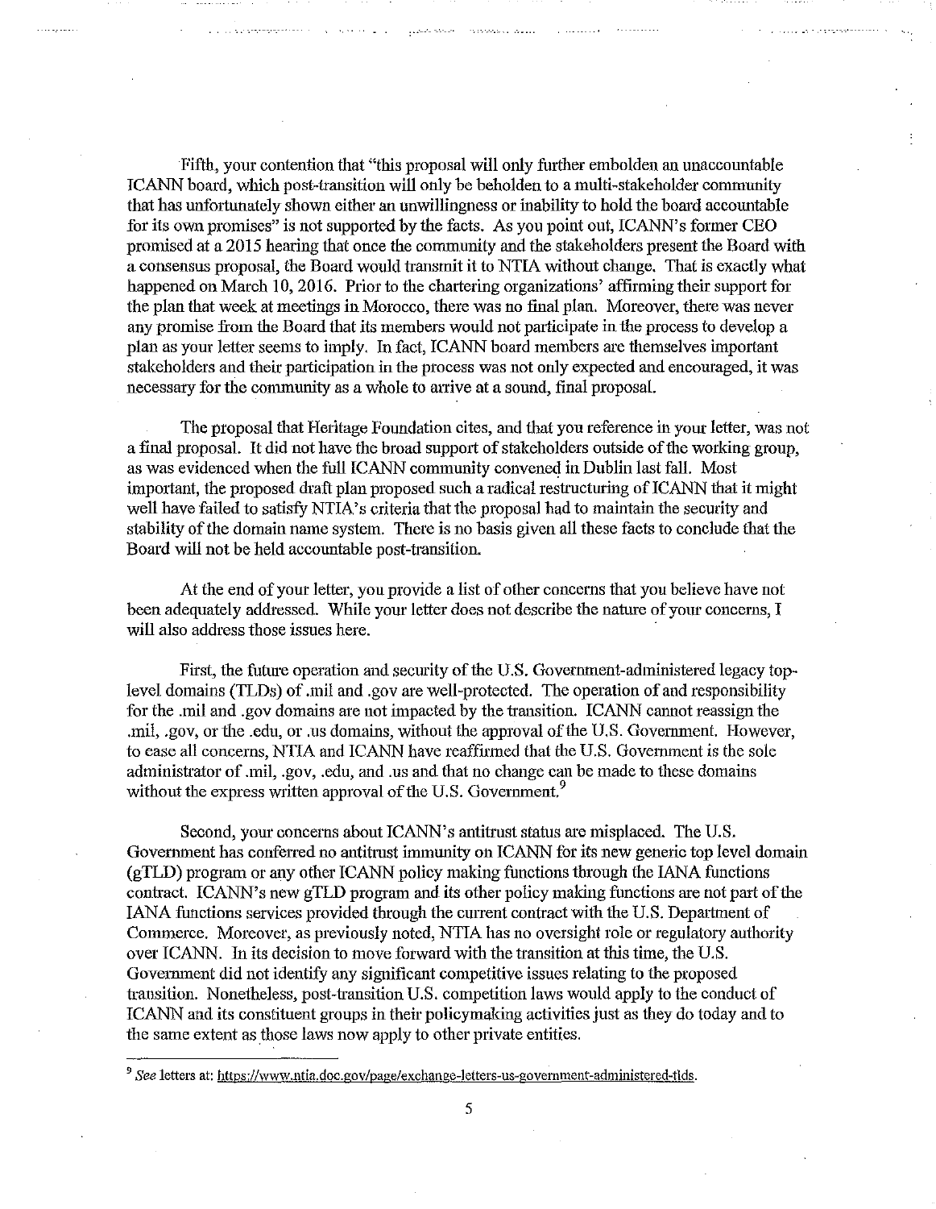Fifth, your contention that "this proposal will only further embolden an unaccountable ICANN board, which post-transition will only be beholden to a multi-stakeholder community that has unfortunately shown either an unwillingness or inability to hold the board accountable for its own promises" is not supported by the facts. As you point out, ICANN's former CEO promised at a 2015 hearing that once the community and the stakeholders present the Board with a consensus proposal, the Board would transmit it to NTIA without change. That is exactly what happened on March 10, 2016. Prior to the chartering organizations' affirming their support for the plan that week at meetings in Morocco, there was no final plan. Moreover, there was never any promise from the Board that its members would not participate in the process to develop a plan as your letter seems to imply. In fact, ICANN board members are themselves important stakeholders and their participation in the process was not only expected and encouraged, it was necessary for the community as a whole to arrive at a sound, final proposal.

The proposal that Heritage Foundation cites, and that you reference in your letter, was not a final proposal. It did not have the broad support of stakeholders outside of the working group, as was evidenced when the full ICANN community convened in Dublin last fall. Most important, the proposed draft plan proposed such a radical restructuring of ICANN that it might well have failed to satisfy NTIA's criteria that the proposal had to maintain the security and stability of the domain name system. There is no basis given all these facts to conclude that the Board will not be held accountable post-transition.

At the end of your letter, you provide a list of other concerns that you believe have not been adequately addressed. While your letter does not describe the nature of your concerns, I will also address those issues here.

First, the future operation and security of the U.S. Government-administered legacy top-level domains (TLDs) of .mil and .gov are well-protected. The operation of and responsibility for the .mil and .gov domains are not impacted by the transition. ICANN cannot reassign the .mil, .gov, or the .edu, or .us domains, without the approval of the U.S. Government. However, to ease all concerns, NTIA and ICANN have reaffirmed that the U.S. Government is the sole administrator of .mil, .gov, .edu, and .us and that no change can be made to these domains without the express written approval of the U.S. Government.[9]

Second, your concerns about ICANN's antitrust status are misplaced. The U.S. Government has conferred no antitrust immunity on ICANN for its new generic top level domain (gTLD) program or any other ICANN policy making functions through the IANA functions contract. ICANN's new gTLD program and its other policy making functions are not part of the IANA functions services provided through the current contract with the U.S. Department of Commerce. Moreover, as previously noted, NTIA has no oversight role or regulatory authority over ICANN. In its decision to move forward with the transition at this time, the U.S. Government did not identify any significant competitive issues relating to the proposed transition. Nonetheless, post-transition U.S. competition laws would apply to the conduct of ICANN and its constituent groups in their policymaking activities just as they do today and to the same extent as those laws now apply to other private entities.

---

[9] *See* letters at: https://www.ntia.doc.gov/page/exchange-letters-us-government-administered-tlds.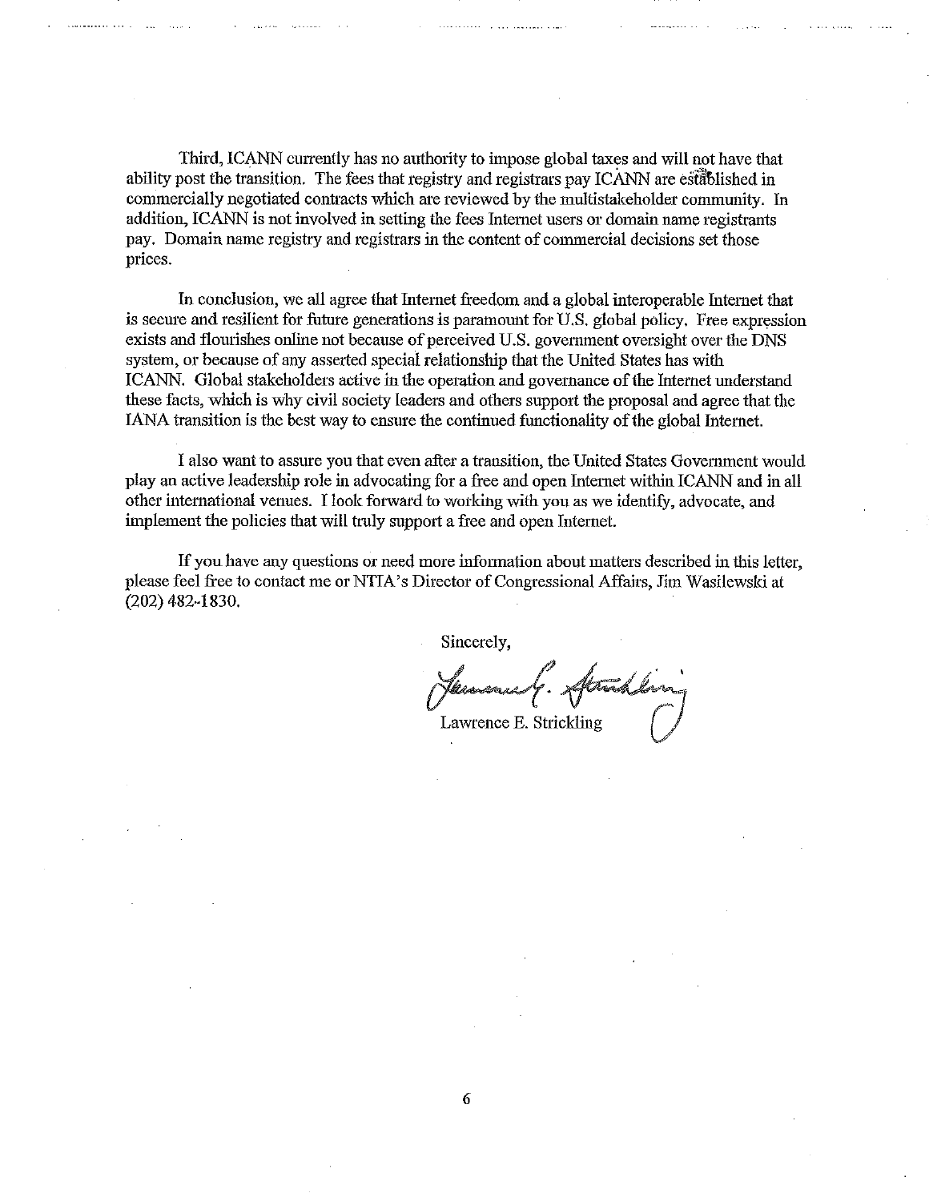Third, ICANN currently has no authority to impose global taxes and will not have that ability post the transition. The fees that registry and registrars pay ICANN are established in commercially negotiated contracts which are reviewed by the multistakeholder community. In addition, ICANN is not involved in setting the fees Internet users or domain name registrants pay. Domain name registry and registrars in the content of commercial decisions set those prices.

In conclusion, we all agree that Internet freedom and a global interoperable Internet that is secure and resilient for future generations is paramount for U.S. global policy. Free expression exists and flourishes online not because of perceived U.S. government oversight over the DNS system, or because of any asserted special relationship that the United States has with ICANN. Global stakeholders active in the operation and governance of the Internet understand these facts, which is why civil society leaders and others support the proposal and agree that the IANA transition is the best way to ensure the continued functionality of the global Internet.

I also want to assure you that even after a transition, the United States Government would play an active leadership role in advocating for a free and open Internet within ICANN and in all other international venues. I look forward to working with you as we identify, advocate, and implement the policies that will truly support a free and open Internet.

If you have any questions or need more information about matters described in this letter, please feel free to contact me or NTIA's Director of Congressional Affairs, Jim Wasilewski at (202) 482-1830.

Sincerely,

Lawrence E. Strickling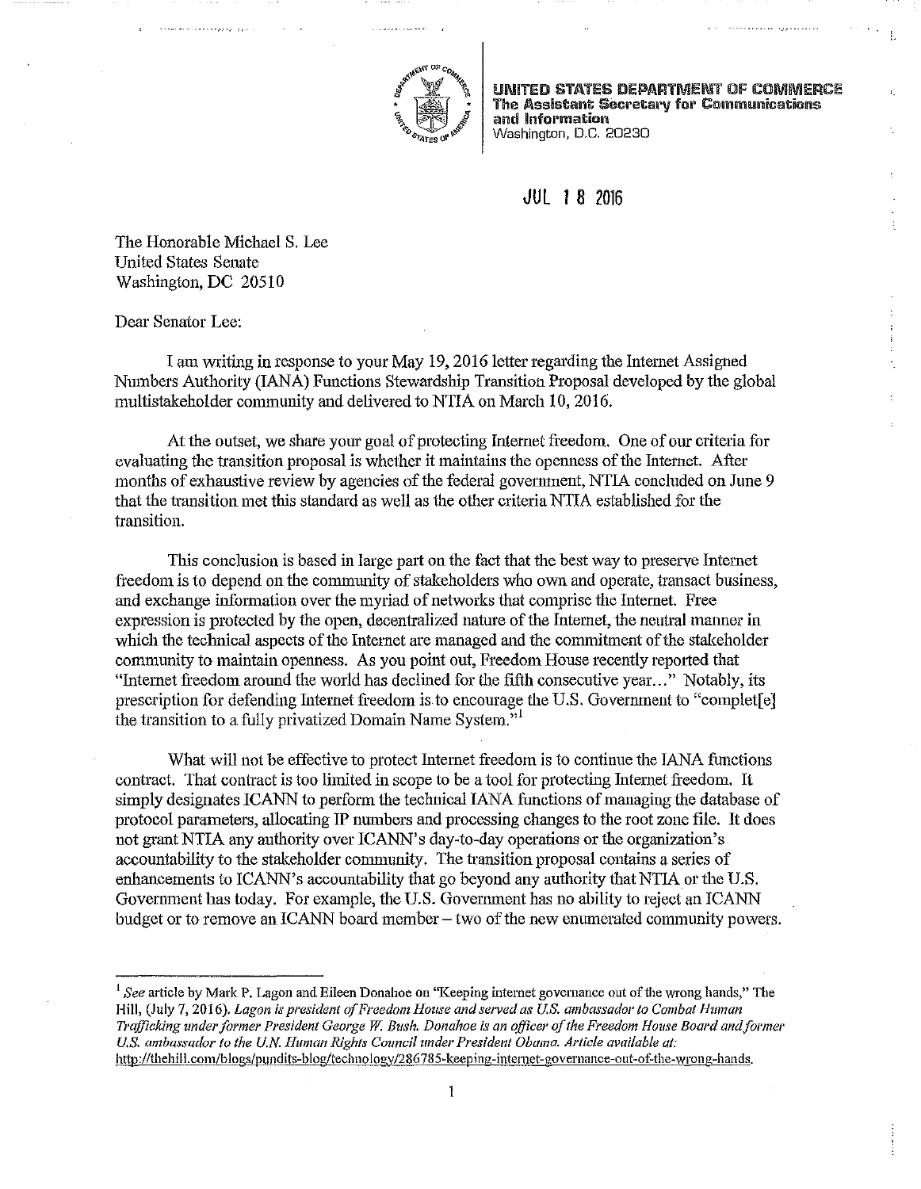**UNITED STATES DEPARTMENT OF COMMERCE**
**The Assistant Secretary for Communications and Information**
Washington, D.C. 20230

JUL 18 2016

The Honorable Michael S. Lee
United States Senate
Washington, DC 20510

Dear Senator Lee:

I am writing in response to your May 19, 2016 letter regarding the Internet Assigned Numbers Authority (IANA) Functions Stewardship Transition Proposal developed by the global multistakeholder community and delivered to NTIA on March 10, 2016.

At the outset, we share your goal of protecting Internet freedom. One of our criteria for evaluating the transition proposal is whether it maintains the openness of the Internet. After months of exhaustive review by agencies of the federal government, NTIA concluded on June 9 that the transition met this standard as well as the other criteria NTIA established for the transition.

This conclusion is based in large part on the fact that the best way to preserve Internet freedom is to depend on the community of stakeholders who own and operate, transact business, and exchange information over the myriad of networks that comprise the Internet. Free expression is protected by the open, decentralized nature of the Internet, the neutral manner in which the technical aspects of the Internet are managed and the commitment of the stakeholder community to maintain openness. As you point out, Freedom House recently reported that "Internet freedom around the world has declined for the fifth consecutive year..." Notably, its prescription for defending Internet freedom is to encourage the U.S. Government to "complet[e] the transition to a fully privatized Domain Name System."[1]

What will not be effective to protect Internet freedom is to continue the IANA functions contract. That contract is too limited in scope to be a tool for protecting Internet freedom. It simply designates ICANN to perform the technical IANA functions of managing the database of protocol parameters, allocating IP numbers and processing changes to the root zone file. It does not grant NTIA any authority over ICANN's day-to-day operations or the organization's accountability to the stakeholder community. The transition proposal contains a series of enhancements to ICANN's accountability that go beyond any authority that NTIA or the U.S. Government has today. For example, the U.S. Government has no ability to reject an ICANN budget or to remove an ICANN board member – two of the new enumerated community powers.

---

[1] *See* article by Mark P. Lagon and Eileen Donahoe on "Keeping internet governance out of the wrong hands," The Hill, (July 7, 2016). *Lagon is president of Freedom House and served as U.S. ambassador to Combat Human Trafficking under former President George W. Bush. Donahoe is an officer of the Freedom House Board and former U.S. ambassador to the U.N. Human Rights Council under President Obama. Article available at:* http://thehill.com/blogs/pundits-blog/technology/286785-keeping-internet-governance-out-of-the-wrong-hands.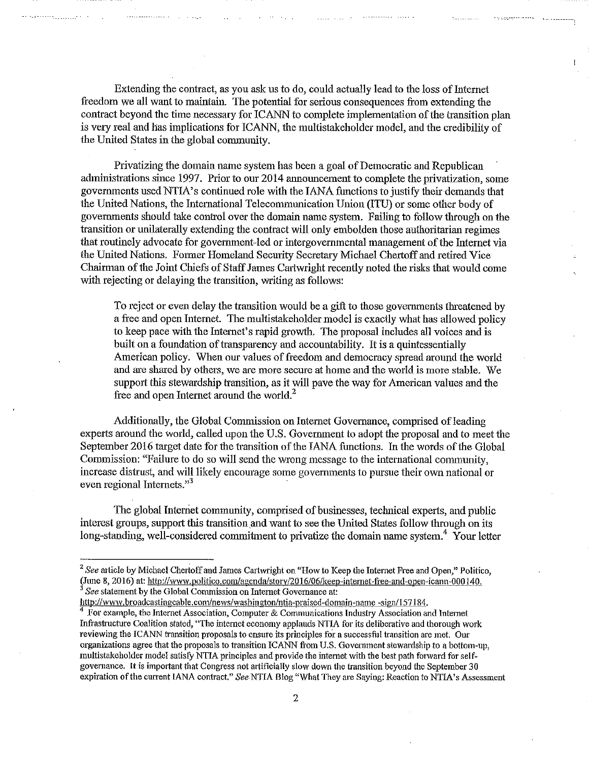Extending the contract, as you ask us to do, could actually lead to the loss of Internet freedom we all want to maintain. The potential for serious consequences from extending the contract beyond the time necessary for ICANN to complete implementation of the transition plan is very real and has implications for ICANN, the multistakeholder model, and the credibility of the United States in the global community.

Privatizing the domain name system has been a goal of Democratic and Republican administrations since 1997. Prior to our 2014 announcement to complete the privatization, some governments used NTIA's continued role with the IANA functions to justify their demands that the United Nations, the International Telecommunication Union (ITU) or some other body of governments should take control over the domain name system. Failing to follow through on the transition or unilaterally extending the contract will only embolden those authoritarian regimes that routinely advocate for government-led or intergovernmental management of the Internet via the United Nations. Former Homeland Security Secretary Michael Chertoff and retired Vice Chairman of the Joint Chiefs of Staff James Cartwright recently noted the risks that would come with rejecting or delaying the transition, writing as follows:

> To reject or even delay the transition would be a gift to those governments threatened by a free and open Internet. The multistakeholder model is exactly what has allowed policy to keep pace with the Internet's rapid growth. The proposal includes all voices and is built on a foundation of transparency and accountability. It is a quintessentially American policy. When our values of freedom and democracy spread around the world and are shared by others, we are more secure at home and the world is more stable. We support this stewardship transition, as it will pave the way for American values and the free and open Internet around the world.[2]

Additionally, the Global Commission on Internet Governance, comprised of leading experts around the world, called upon the U.S. Government to adopt the proposal and to meet the September 2016 target date for the transition of the IANA functions. In the words of the Global Commission: "Failure to do so will send the wrong message to the international community, increase distrust, and will likely encourage some governments to pursue their own national or even regional Internets."[3]

The global Internet community, comprised of businesses, technical experts, and public interest groups, support this transition and want to see the United States follow through on its long-standing, well-considered commitment to privatize the domain name system.[4] Your letter

---

[2] *See* article by Michael Chertoff and James Cartwright on "How to Keep the Internet Free and Open," Politico, (June 8, 2016) at: http://www.politico.com/agenda/story/2016/06/keep-internet-free-and-open-icann-000140.

[3] *See* statement by the Global Commission on Internet Governance at: http://www.broadcastingcable.com/news/washington/ntia-praised-domain-name -sign/157184.

[4] For example, the Internet Association, Computer & Communications Industry Association and Internet Infrastructure Coalition stated, "The internet economy applauds NTIA for its deliberative and thorough work reviewing the ICANN transition proposals to ensure its principles for a successful transition are met. Our organizations agree that the proposals to transition ICANN from U.S. Government stewardship to a bottom-up, multistakeholder model satisfy NTIA principles and provide the internet with the best path forward for self-governance. It is important that Congress not artificially slow down the transition beyond the September 30 expiration of the current IANA contract." *See* NTIA Blog "What They are Saying: Reaction to NTIA's Assessment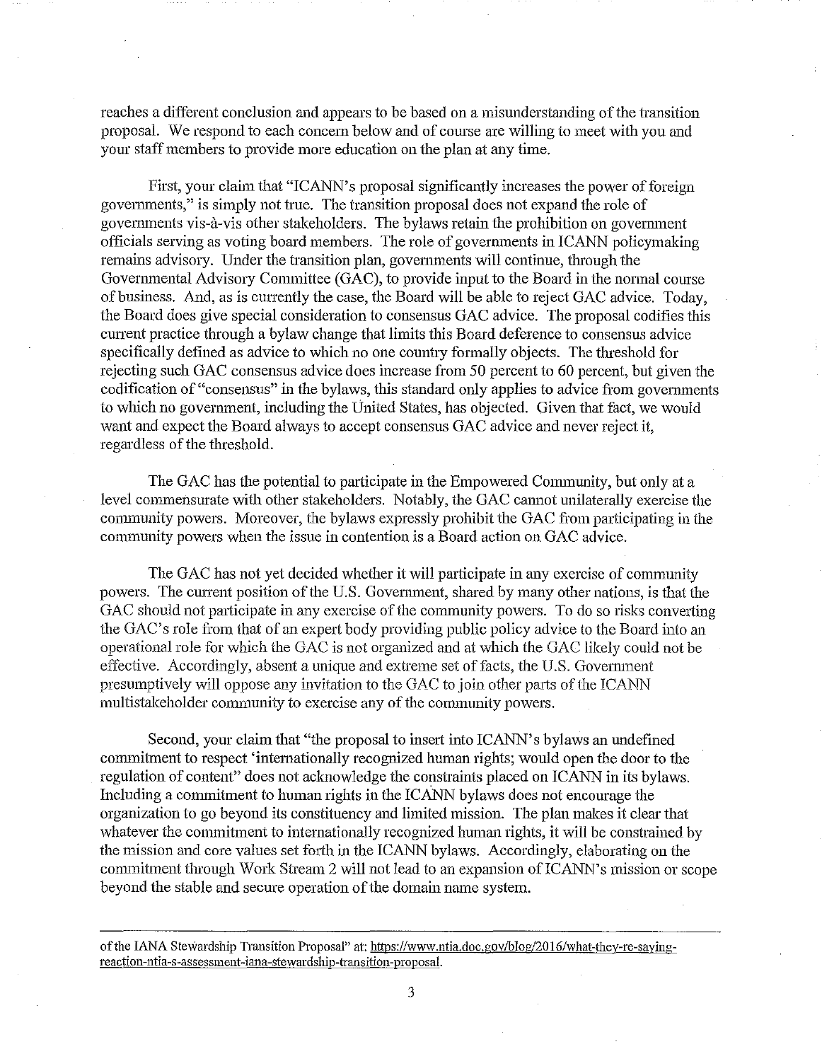reaches a different conclusion and appears to be based on a misunderstanding of the transition proposal. We respond to each concern below and of course are willing to meet with you and your staff members to provide more education on the plan at any time.

First, your claim that "ICANN's proposal significantly increases the power of foreign governments," is simply not true. The transition proposal does not expand the role of governments vis-à-vis other stakeholders. The bylaws retain the prohibition on government officials serving as voting board members. The role of governments in ICANN policymaking remains advisory. Under the transition plan, governments will continue, through the Governmental Advisory Committee (GAC), to provide input to the Board in the normal course of business. And, as is currently the case, the Board will be able to reject GAC advice. Today, the Board does give special consideration to consensus GAC advice. The proposal codifies this current practice through a bylaw change that limits this Board deference to consensus advice specifically defined as advice to which no one country formally objects. The threshold for rejecting such GAC consensus advice does increase from 50 percent to 60 percent, but given the codification of "consensus" in the bylaws, this standard only applies to advice from governments to which no government, including the United States, has objected. Given that fact, we would want and expect the Board always to accept consensus GAC advice and never reject it, regardless of the threshold.

The GAC has the potential to participate in the Empowered Community, but only at a level commensurate with other stakeholders. Notably, the GAC cannot unilaterally exercise the community powers. Moreover, the bylaws expressly prohibit the GAC from participating in the community powers when the issue in contention is a Board action on GAC advice.

The GAC has not yet decided whether it will participate in any exercise of community powers. The current position of the U.S. Government, shared by many other nations, is that the GAC should not participate in any exercise of the community powers. To do so risks converting the GAC's role from that of an expert body providing public policy advice to the Board into an operational role for which the GAC is not organized and at which the GAC likely could not be effective. Accordingly, absent a unique and extreme set of facts, the U.S. Government presumptively will oppose any invitation to the GAC to join other parts of the ICANN multistakeholder community to exercise any of the community powers.

Second, your claim that "the proposal to insert into ICANN's bylaws an undefined commitment to respect 'internationally recognized human rights; would open the door to the regulation of content" does not acknowledge the constraints placed on ICANN in its bylaws. Including a commitment to human rights in the ICANN bylaws does not encourage the organization to go beyond its constituency and limited mission. The plan makes it clear that whatever the commitment to internationally recognized human rights, it will be constrained by the mission and core values set forth in the ICANN bylaws. Accordingly, elaborating on the commitment through Work Stream 2 will not lead to an expansion of ICANN's mission or scope beyond the stable and secure operation of the domain name system.

---

of the IANA Stewardship Transition Proposal" at: https://www.ntia.doc.gov/blog/2016/what-they-re-saying-reaction-ntia-s-assessment-iana-stewardship-transition-proposal.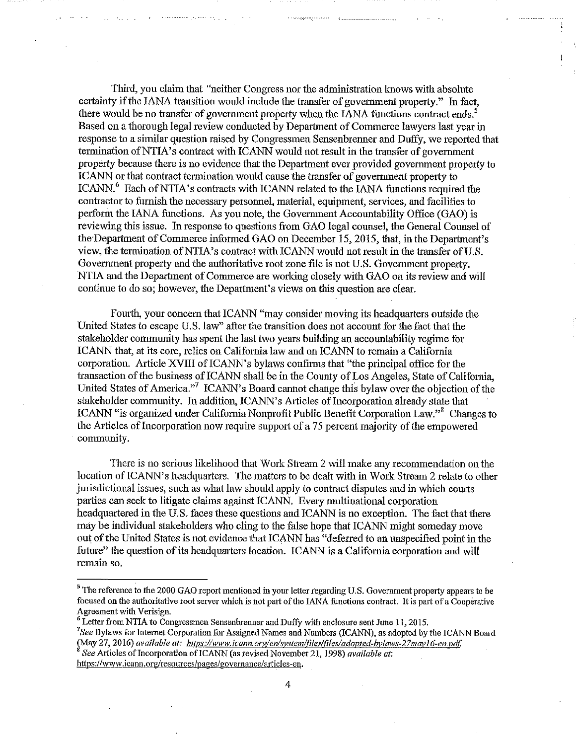Third, you claim that "neither Congress nor the administration knows with absolute certainty if the IANA transition would include the transfer of government property." In fact, there would be no transfer of government property when the IANA functions contract ends.[5] Based on a thorough legal review conducted by Department of Commerce lawyers last year in response to a similar question raised by Congressmen Sensenbrenner and Duffy, we reported that termination of NTIA's contract with ICANN would not result in the transfer of government property because there is no evidence that the Department ever provided government property to ICANN or that contract termination would cause the transfer of government property to ICANN.[6] Each of NTIA's contracts with ICANN related to the IANA functions required the contractor to furnish the necessary personnel, material, equipment, services, and facilities to perform the IANA functions. As you note, the Government Accountability Office (GAO) is reviewing this issue. In response to questions from GAO legal counsel, the General Counsel of the Department of Commerce informed GAO on December 15, 2015, that, in the Department's view, the termination of NTIA's contract with ICANN would not result in the transfer of U.S. Government property and the authoritative root zone file is not U.S. Government property. NTIA and the Department of Commerce are working closely with GAO on its review and will continue to do so; however, the Department's views on this question are clear.

Fourth, your concern that ICANN "may consider moving its headquarters outside the United States to escape U.S. law" after the transition does not account for the fact that the stakeholder community has spent the last two years building an accountability regime for ICANN that, at its core, relies on California law and on ICANN to remain a California corporation. Article XVIII of ICANN's bylaws confirms that "the principal office for the transaction of the business of ICANN shall be in the County of Los Angeles, State of California, United States of America."[7] ICANN's Board cannot change this bylaw over the objection of the stakeholder community. In addition, ICANN's Articles of Incorporation already state that ICANN "is organized under California Nonprofit Public Benefit Corporation Law."[8] Changes to the Articles of Incorporation now require support of a 75 percent majority of the empowered community.

There is no serious likelihood that Work Stream 2 will make any recommendation on the location of ICANN's headquarters. The matters to be dealt with in Work Stream 2 relate to other jurisdictional issues, such as what law should apply to contract disputes and in which courts parties can seek to litigate claims against ICANN. Every multinational corporation headquartered in the U.S. faces these questions and ICANN is no exception. The fact that there may be individual stakeholders who cling to the false hope that ICANN might someday move out of the United States is not evidence that ICANN has "deferred to an unspecified point in the future" the question of its headquarters location. ICANN is a California corporation and will remain so.

---

[5] The reference to the 2000 GAO report mentioned in your letter regarding U.S. Government property appears to be focused on the authoritative root server which is not part of the IANA functions contract. It is part of a Cooperative Agreement with Verisign.

[6] Letter from NTIA to Congressmen Sensenbrenner and Duffy with enclosure sent June 11, 2015.

[7] *See* Bylaws for Internet Corporation for Assigned Names and Numbers (ICANN), as adopted by the ICANN Board (May 27, 2016) *available at: https://www.icann.org/en/system/files/files/adopted-bylaws-27may16-en.pdf.*

[8] *See* Articles of Incorporation of ICANN (as revised November 21, 1998) *available at:* https://www.icann.org/resources/pages/governance/articles-en.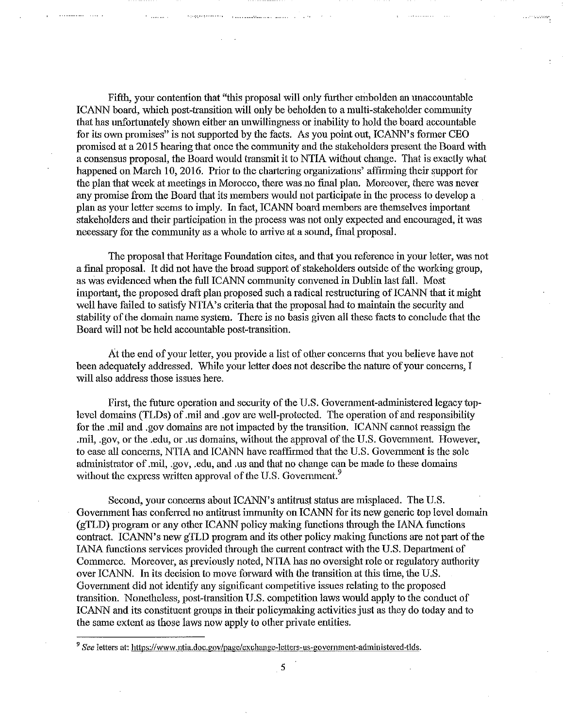Fifth, your contention that "this proposal will only further embolden an unaccountable ICANN board, which post-transition will only be beholden to a multi-stakeholder community that has unfortunately shown either an unwillingness or inability to hold the board accountable for its own promises" is not supported by the facts. As you point out, ICANN's former CEO promised at a 2015 hearing that once the community and the stakeholders present the Board with a consensus proposal, the Board would transmit it to NTIA without change. That is exactly what happened on March 10, 2016. Prior to the chartering organizations' affirming their support for the plan that week at meetings in Morocco, there was no final plan. Moreover, there was never any promise from the Board that its members would not participate in the process to develop a plan as your letter seems to imply. In fact, ICANN board members are themselves important stakeholders and their participation in the process was not only expected and encouraged, it was necessary for the community as a whole to arrive at a sound, final proposal.

The proposal that Heritage Foundation cites, and that you reference in your letter, was not a final proposal. It did not have the broad support of stakeholders outside of the working group, as was evidenced when the full ICANN community convened in Dublin last fall. Most important, the proposed draft plan proposed such a radical restructuring of ICANN that it might well have failed to satisfy NTIA's criteria that the proposal had to maintain the security and stability of the domain name system. There is no basis given all these facts to conclude that the Board will not be held accountable post-transition.

At the end of your letter, you provide a list of other concerns that you believe have not been adequately addressed. While your letter does not describe the nature of your concerns, I will also address those issues here.

First, the future operation and security of the U.S. Government-administered legacy top-level domains (TLDs) of .mil and .gov are well-protected. The operation of and responsibility for the .mil and .gov domains are not impacted by the transition. ICANN cannot reassign the .mil, .gov, or the .edu, or .us domains, without the approval of the U.S. Government. However, to ease all concerns, NTIA and ICANN have reaffirmed that the U.S. Government is the sole administrator of .mil, .gov, .edu, and .us and that no change can be made to these domains without the express written approval of the U.S. Government.[9]

Second, your concerns about ICANN's antitrust status are misplaced. The U.S. Government has conferred no antitrust immunity on ICANN for its new generic top level domain (gTLD) program or any other ICANN policy making functions through the IANA functions contract. ICANN's new gTLD program and its other policy making functions are not part of the IANA functions services provided through the current contract with the U.S. Department of Commerce. Moreover, as previously noted, NTIA has no oversight role or regulatory authority over ICANN. In its decision to move forward with the transition at this time, the U.S. Government did not identify any significant competitive issues relating to the proposed transition. Nonetheless, post-transition U.S. competition laws would apply to the conduct of ICANN and its constituent groups in their policymaking activities just as they do today and to the same extent as those laws now apply to other private entities.

---

[9] *See* letters at: https://www.ntia.doc.gov/page/exchange-letters-us-government-administered-tlds.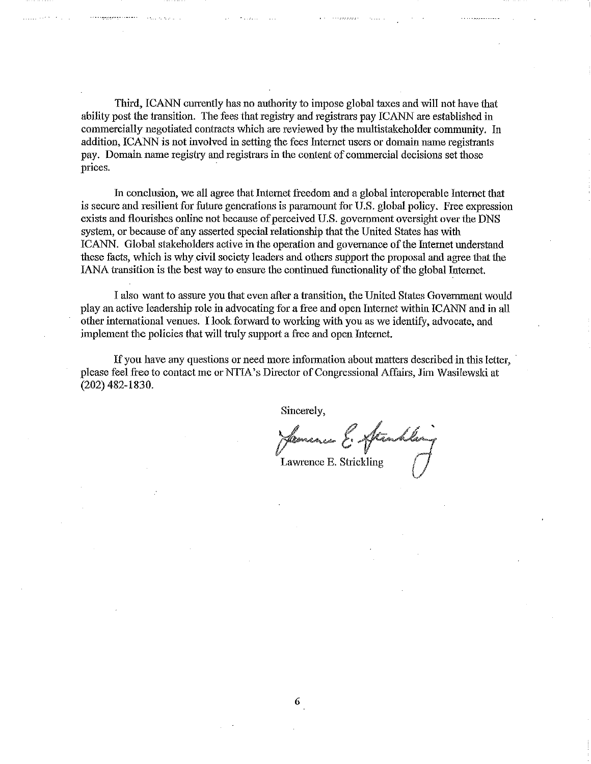Third, ICANN currently has no authority to impose global taxes and will not have that ability post the transition. The fees that registry and registrars pay ICANN are established in commercially negotiated contracts which are reviewed by the multistakeholder community. In addition, ICANN is not involved in setting the fees Internet users or domain name registrants pay. Domain name registry and registrars in the content of commercial decisions set those prices.

In conclusion, we all agree that Internet freedom and a global interoperable Internet that is secure and resilient for future generations is paramount for U.S. global policy. Free expression exists and flourishes online not because of perceived U.S. government oversight over the DNS system, or because of any asserted special relationship that the United States has with ICANN. Global stakeholders active in the operation and governance of the Internet understand these facts, which is why civil society leaders and others support the proposal and agree that the IANA transition is the best way to ensure the continued functionality of the global Internet.

I also want to assure you that even after a transition, the United States Government would play an active leadership role in advocating for a free and open Internet within ICANN and in all other international venues. I look forward to working with you as we identify, advocate, and implement the policies that will truly support a free and open Internet.

If you have any questions or need more information about matters described in this letter, please feel free to contact me or NTIA's Director of Congressional Affairs, Jim Wasilewski at (202) 482-1830.

Sincerely,

Lawrence E. Strickling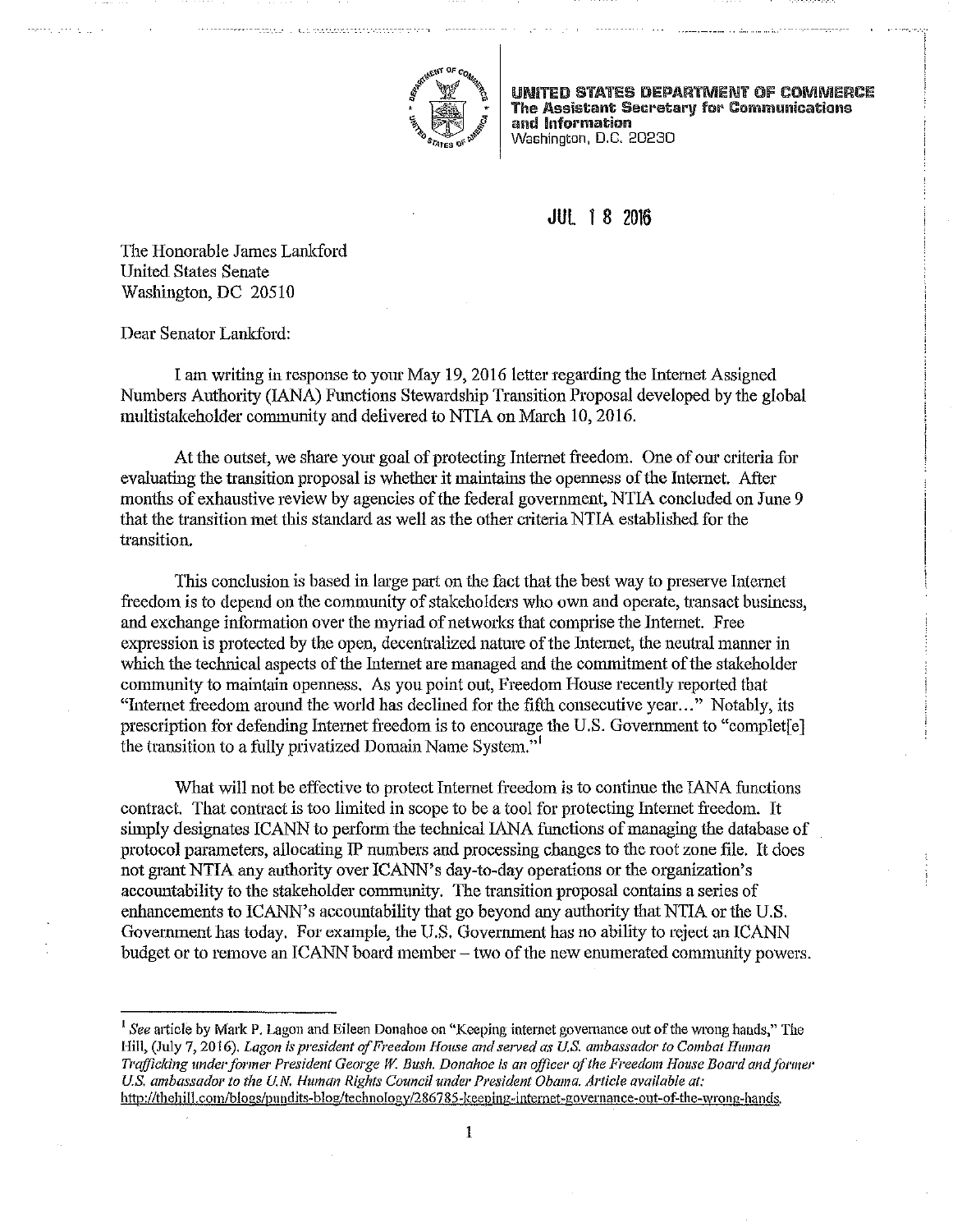**UNITED STATES DEPARTMENT OF COMMERCE**
**The Assistant Secretary for Communications and Information**
Washington, D.C. 20230

JUL 18 2016

The Honorable James Lankford
United States Senate
Washington, DC 20510

Dear Senator Lankford:

I am writing in response to your May 19, 2016 letter regarding the Internet Assigned Numbers Authority (IANA) Functions Stewardship Transition Proposal developed by the global multistakeholder community and delivered to NTIA on March 10, 2016.

At the outset, we share your goal of protecting Internet freedom. One of our criteria for evaluating the transition proposal is whether it maintains the openness of the Internet. After months of exhaustive review by agencies of the federal government, NTIA concluded on June 9 that the transition met this standard as well as the other criteria NTIA established for the transition.

This conclusion is based in large part on the fact that the best way to preserve Internet freedom is to depend on the community of stakeholders who own and operate, transact business, and exchange information over the myriad of networks that comprise the Internet. Free expression is protected by the open, decentralized nature of the Internet, the neutral manner in which the technical aspects of the Internet are managed and the commitment of the stakeholder community to maintain openness. As you point out, Freedom House recently reported that "Internet freedom around the world has declined for the fifth consecutive year…" Notably, its prescription for defending Internet freedom is to encourage the U.S. Government to "complet[e] the transition to a fully privatized Domain Name System."[1]

What will not be effective to protect Internet freedom is to continue the IANA functions contract. That contract is too limited in scope to be a tool for protecting Internet freedom. It simply designates ICANN to perform the technical IANA functions of managing the database of protocol parameters, allocating IP numbers and processing changes to the root zone file. It does not grant NTIA any authority over ICANN's day-to-day operations or the organization's accountability to the stakeholder community. The transition proposal contains a series of enhancements to ICANN's accountability that go beyond any authority that NTIA or the U.S. Government has today. For example, the U.S. Government has no ability to reject an ICANN budget or to remove an ICANN board member – two of the new enumerated community powers.

---

[1] *See* article by Mark P. Lagon and Eileen Donahoe on "Keeping internet governance out of the wrong hands," The Hill, (July 7, 2016). *Lagon is president of Freedom House and served as U.S. ambassador to Combat Human Trafficking under former President George W. Bush. Donahoe is an officer of the Freedom House Board and former U.S. ambassador to the U.N. Human Rights Council under President Obama. Article available at:* http://thehill.com/blogs/pundits-blog/technology/286785-keeping-internet-governance-out-of-the-wrong-hands.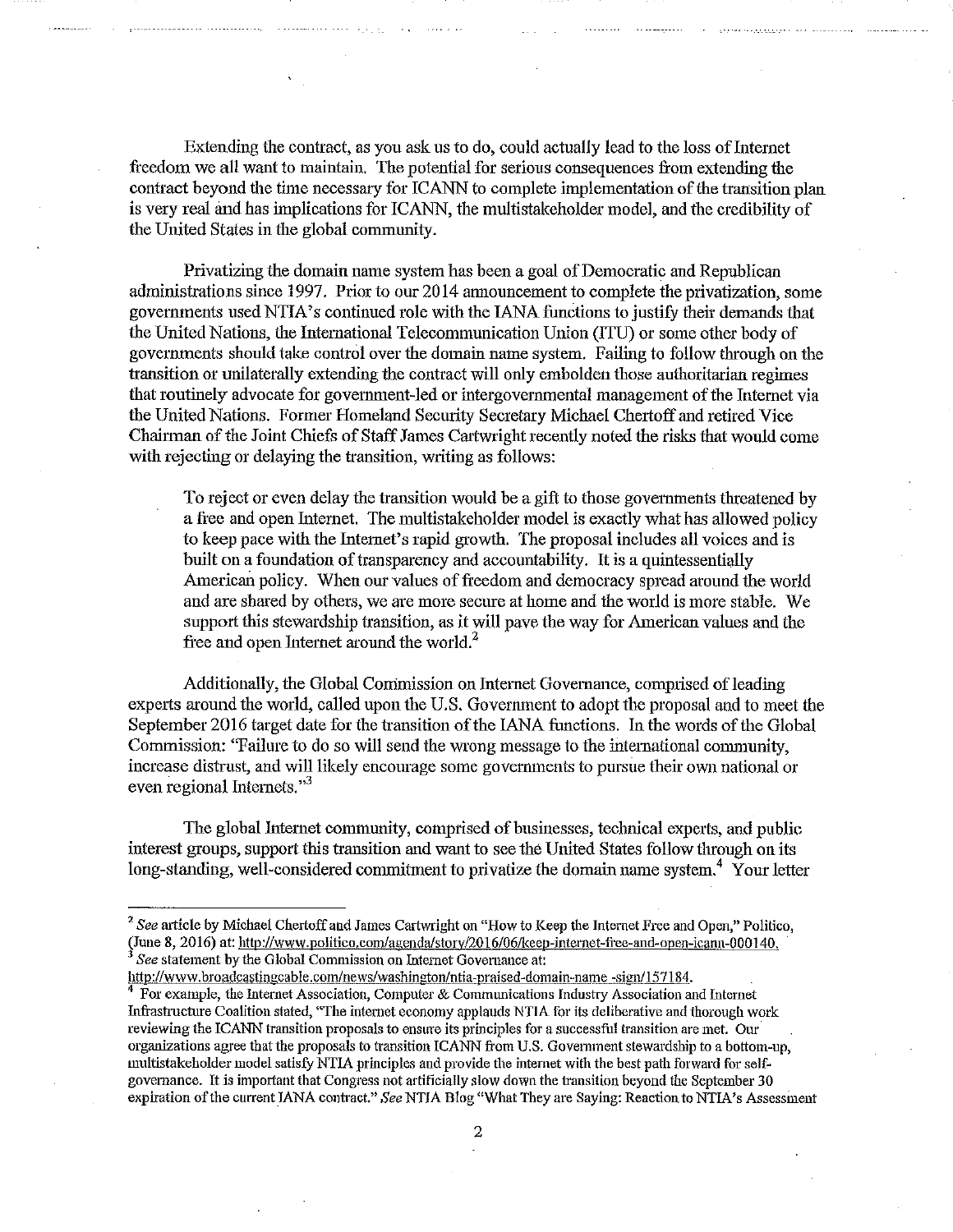Extending the contract, as you ask us to do, could actually lead to the loss of Internet freedom we all want to maintain. The potential for serious consequences from extending the contract beyond the time necessary for ICANN to complete implementation of the transition plan is very real and has implications for ICANN, the multistakeholder model, and the credibility of the United States in the global community.

Privatizing the domain name system has been a goal of Democratic and Republican administrations since 1997. Prior to our 2014 announcement to complete the privatization, some governments used NTIA's continued role with the IANA functions to justify their demands that the United Nations, the International Telecommunication Union (ITU) or some other body of governments should take control over the domain name system. Failing to follow through on the transition or unilaterally extending the contract will only embolden those authoritarian regimes that routinely advocate for government-led or intergovernmental management of the Internet via the United Nations. Former Homeland Security Secretary Michael Chertoff and retired Vice Chairman of the Joint Chiefs of Staff James Cartwright recently noted the risks that would come with rejecting or delaying the transition, writing as follows:

> To reject or even delay the transition would be a gift to those governments threatened by a free and open Internet. The multistakeholder model is exactly what has allowed policy to keep pace with the Internet's rapid growth. The proposal includes all voices and is built on a foundation of transparency and accountability. It is a quintessentially American policy. When our values of freedom and democracy spread around the world and are shared by others, we are more secure at home and the world is more stable. We support this stewardship transition, as it will pave the way for American values and the free and open Internet around the world.[2]

Additionally, the Global Commission on Internet Governance, comprised of leading experts around the world, called upon the U.S. Government to adopt the proposal and to meet the September 2016 target date for the transition of the IANA functions. In the words of the Global Commission: "Failure to do so will send the wrong message to the international community, increase distrust, and will likely encourage some governments to pursue their own national or even regional Internets."[3]

The global Internet community, comprised of businesses, technical experts, and public interest groups, support this transition and want to see the United States follow through on its long-standing, well-considered commitment to privatize the domain name system.[4] Your letter

---

[2] *See* article by Michael Chertoff and James Cartwright on "How to Keep the Internet Free and Open," Politico, (June 8, 2016) at: http://www.politico.com/agenda/story/2016/06/keep-internet-free-and-open-icann-000140.

[3] *See* statement by the Global Commission on Internet Governance at: http://www.broadcastingcable.com/news/washington/ntia-praised-domain-name -sign/157184.

[4] For example, the Internet Association, Computer & Communications Industry Association and Internet Infrastructure Coalition stated, "The internet economy applauds NTIA for its deliberative and thorough work reviewing the ICANN transition proposals to ensure its principles for a successful transition are met. Our organizations agree that the proposals to transition ICANN from U.S. Government stewardship to a bottom-up, multistakeholder model satisfy NTIA principles and provide the internet with the best path forward for self-governance. It is important that Congress not artificially slow down the transition beyond the September 30 expiration of the current IANA contract." *See* NTIA Blog "What They are Saying: Reaction to NTIA's Assessment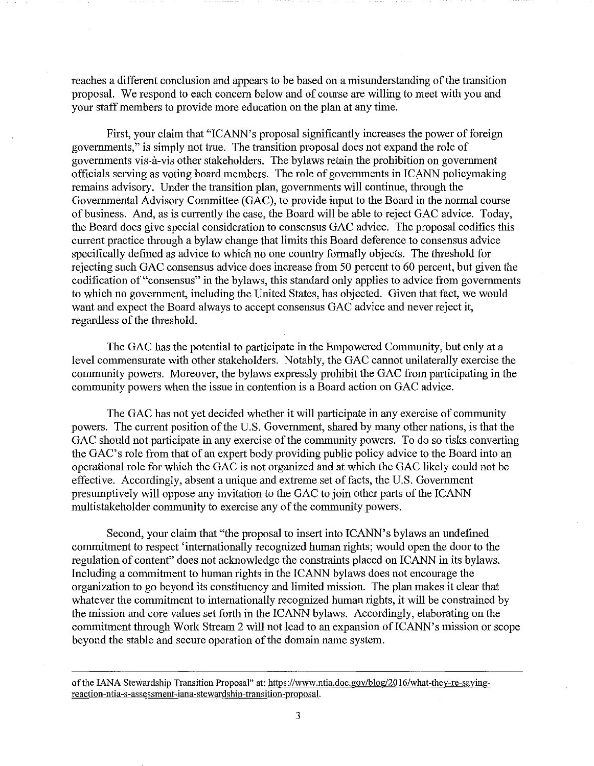reaches a different conclusion and appears to be based on a misunderstanding of the transition proposal. We respond to each concern below and of course are willing to meet with you and your staff members to provide more education on the plan at any time.

First, your claim that "ICANN's proposal significantly increases the power of foreign governments," is simply not true. The transition proposal does not expand the role of governments vis-à-vis other stakeholders. The bylaws retain the prohibition on government officials serving as voting board members. The role of governments in ICANN policymaking remains advisory. Under the transition plan, governments will continue, through the Governmental Advisory Committee (GAC), to provide input to the Board in the normal course of business. And, as is currently the case, the Board will be able to reject GAC advice. Today, the Board does give special consideration to consensus GAC advice. The proposal codifies this current practice through a bylaw change that limits this Board deference to consensus advice specifically defined as advice to which no one country formally objects. The threshold for rejecting such GAC consensus advice does increase from 50 percent to 60 percent, but given the codification of "consensus" in the bylaws, this standard only applies to advice from governments to which no government, including the United States, has objected. Given that fact, we would want and expect the Board always to accept consensus GAC advice and never reject it, regardless of the threshold.

The GAC has the potential to participate in the Empowered Community, but only at a level commensurate with other stakeholders. Notably, the GAC cannot unilaterally exercise the community powers. Moreover, the bylaws expressly prohibit the GAC from participating in the community powers when the issue in contention is a Board action on GAC advice.

The GAC has not yet decided whether it will participate in any exercise of community powers. The current position of the U.S. Government, shared by many other nations, is that the GAC should not participate in any exercise of the community powers. To do so risks converting the GAC's role from that of an expert body providing public policy advice to the Board into an operational role for which the GAC is not organized and at which the GAC likely could not be effective. Accordingly, absent a unique and extreme set of facts, the U.S. Government presumptively will oppose any invitation to the GAC to join other parts of the ICANN multistakeholder community to exercise any of the community powers.

Second, your claim that "the proposal to insert into ICANN's bylaws an undefined commitment to respect 'internationally recognized human rights; would open the door to the regulation of content" does not acknowledge the constraints placed on ICANN in its bylaws. Including a commitment to human rights in the ICANN bylaws does not encourage the organization to go beyond its constituency and limited mission. The plan makes it clear that whatever the commitment to internationally recognized human rights, it will be constrained by the mission and core values set forth in the ICANN bylaws. Accordingly, elaborating on the commitment through Work Stream 2 will not lead to an expansion of ICANN's mission or scope beyond the stable and secure operation of the domain name system.

---

of the IANA Stewardship Transition Proposal" at: https://www.ntia.doc.gov/blog/2016/what-they-re-saying-reaction-ntia-s-assessment-iana-stewardship-transition-proposal.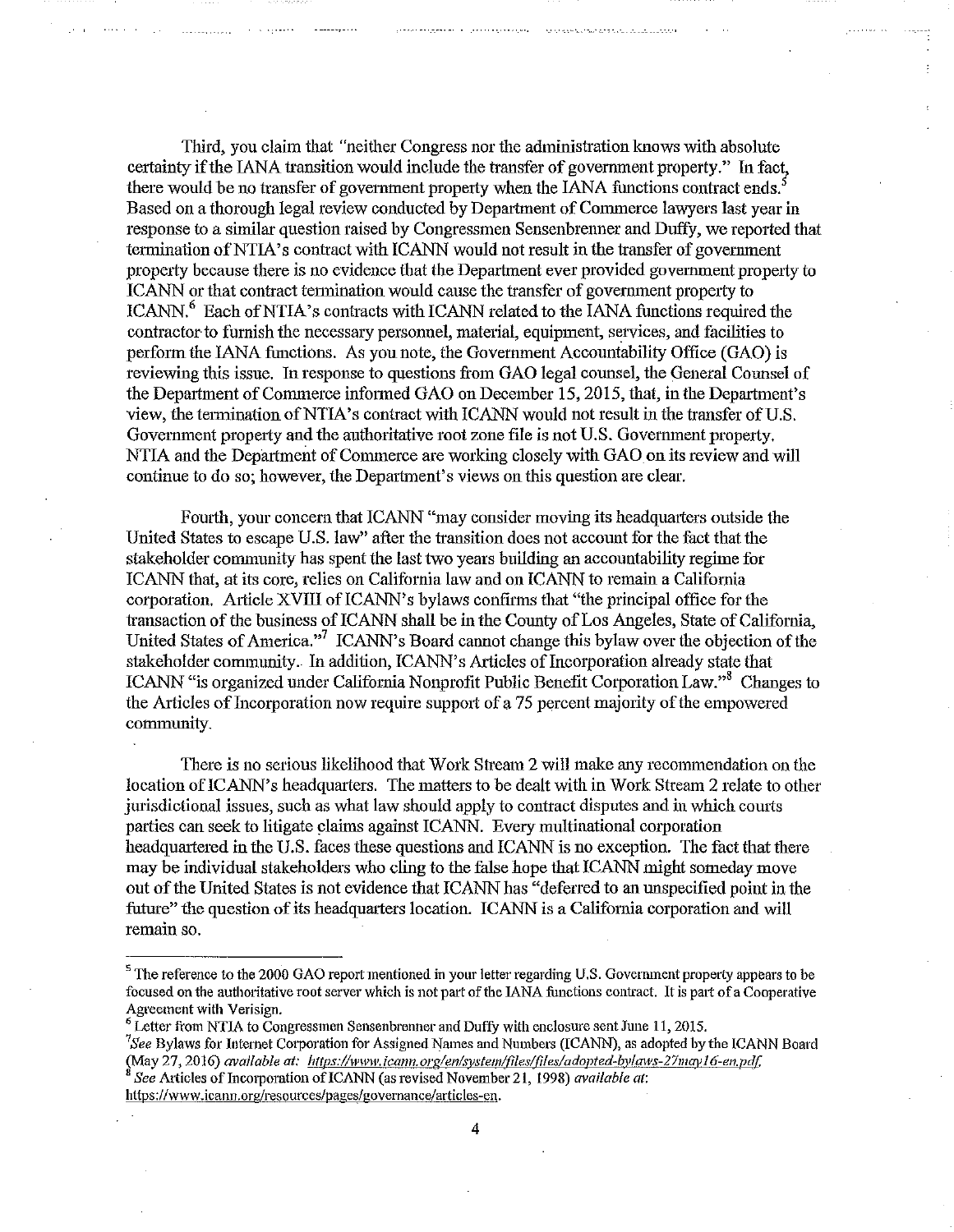Third, you claim that "neither Congress nor the administration knows with absolute certainty if the IANA transition would include the transfer of government property." In fact, there would be no transfer of government property when the IANA functions contract ends.[5] Based on a thorough legal review conducted by Department of Commerce lawyers last year in response to a similar question raised by Congressmen Sensenbrenner and Duffy, we reported that termination of NTIA's contract with ICANN would not result in the transfer of government property because there is no evidence that the Department ever provided government property to ICANN or that contract termination would cause the transfer of government property to ICANN.[6] Each of NTIA's contracts with ICANN related to the IANA functions required the contractor to furnish the necessary personnel, material, equipment, services, and facilities to perform the IANA functions. As you note, the Government Accountability Office (GAO) is reviewing this issue. In response to questions from GAO legal counsel, the General Counsel of the Department of Commerce informed GAO on December 15, 2015, that, in the Department's view, the termination of NTIA's contract with ICANN would not result in the transfer of U.S. Government property and the authoritative root zone file is not U.S. Government property. NTIA and the Department of Commerce are working closely with GAO on its review and will continue to do so; however, the Department's views on this question are clear.

Fourth, your concern that ICANN "may consider moving its headquarters outside the United States to escape U.S. law" after the transition does not account for the fact that the stakeholder community has spent the last two years building an accountability regime for ICANN that, at its core, relies on California law and on ICANN to remain a California corporation. Article XVIII of ICANN's bylaws confirms that "the principal office for the transaction of the business of ICANN shall be in the County of Los Angeles, State of California, United States of America."[7] ICANN's Board cannot change this bylaw over the objection of the stakeholder community. In addition, ICANN's Articles of Incorporation already state that ICANN "is organized under California Nonprofit Public Benefit Corporation Law."[8] Changes to the Articles of Incorporation now require support of a 75 percent majority of the empowered community.

There is no serious likelihood that Work Stream 2 will make any recommendation on the location of ICANN's headquarters. The matters to be dealt with in Work Stream 2 relate to other jurisdictional issues, such as what law should apply to contract disputes and in which courts parties can seek to litigate claims against ICANN. Every multinational corporation headquartered in the U.S. faces these questions and ICANN is no exception. The fact that there may be individual stakeholders who cling to the false hope that ICANN might someday move out of the United States is not evidence that ICANN has "deferred to an unspecified point in the future" the question of its headquarters location. ICANN is a California corporation and will remain so.

---

[5] The reference to the 2000 GAO report mentioned in your letter regarding U.S. Government property appears to be focused on the authoritative root server which is not part of the IANA functions contract. It is part of a Cooperative Agreement with Verisign.

[6] Letter from NTIA to Congressmen Sensenbrenner and Duffy with enclosure sent June 11, 2015.

[7] *See* Bylaws for Internet Corporation for Assigned Names and Numbers (ICANN), as adopted by the ICANN Board (May 27, 2016) *available at: https://www.icann.org/en/system/files/files/adopted-bylaws-27may16-en.pdf.*

[8] *See* Articles of Incorporation of ICANN (as revised November 21, 1998) *available at:* https://www.icann.org/resources/pages/governance/articles-en.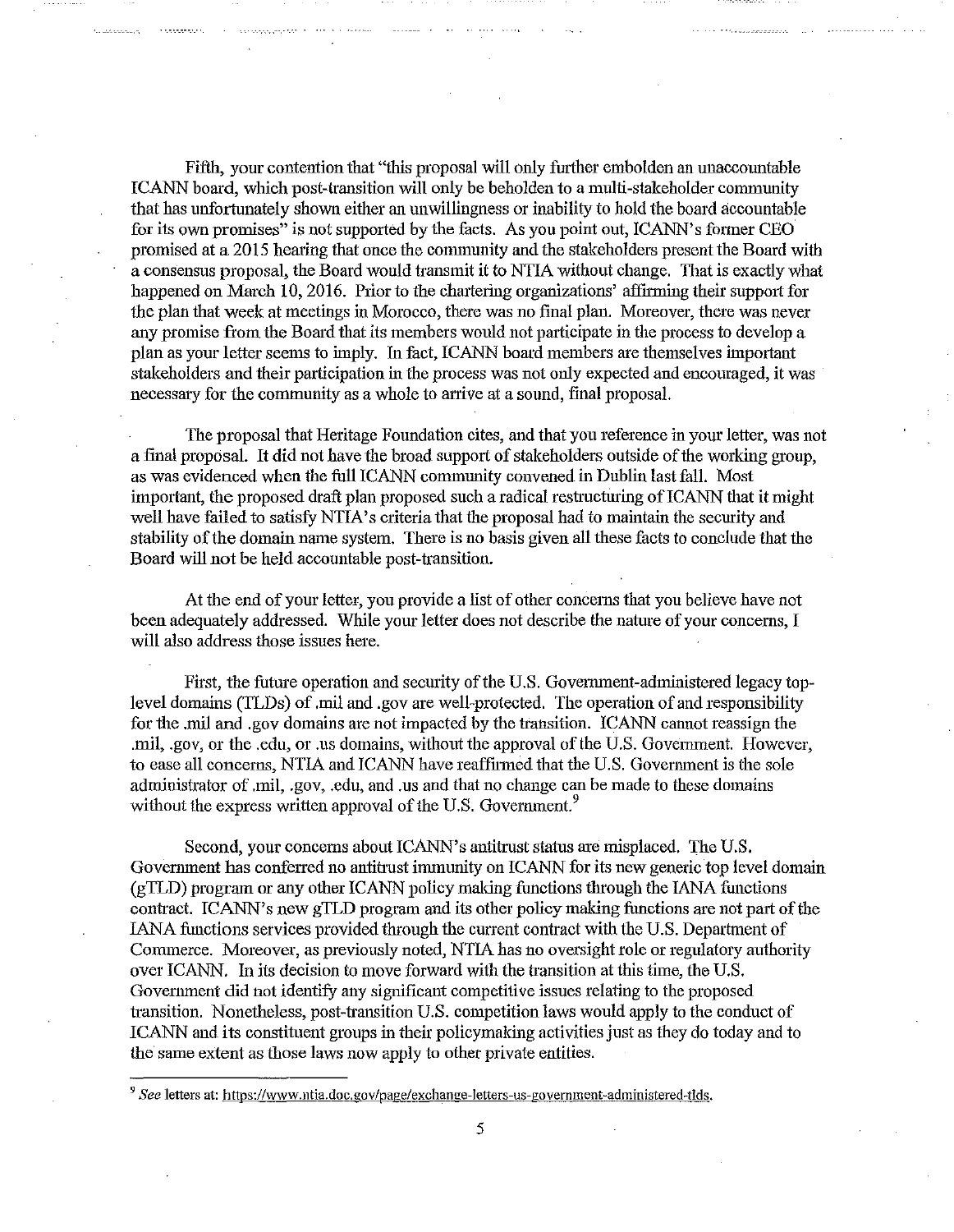Fifth, your contention that "this proposal will only further embolden an unaccountable ICANN board, which post-transition will only be beholden to a multi-stakeholder community that has unfortunately shown either an unwillingness or inability to hold the board accountable for its own promises" is not supported by the facts. As you point out, ICANN's former CEO promised at a 2015 hearing that once the community and the stakeholders present the Board with a consensus proposal, the Board would transmit it to NTIA without change. That is exactly what happened on March 10, 2016. Prior to the chartering organizations' affirming their support for the plan that week at meetings in Morocco, there was no final plan. Moreover, there was never any promise from the Board that its members would not participate in the process to develop a plan as your letter seems to imply. In fact, ICANN board members are themselves important stakeholders and their participation in the process was not only expected and encouraged, it was necessary for the community as a whole to arrive at a sound, final proposal.

The proposal that Heritage Foundation cites, and that you reference in your letter, was not a final proposal. It did not have the broad support of stakeholders outside of the working group, as was evidenced when the full ICANN community convened in Dublin last fall. Most important, the proposed draft plan proposed such a radical restructuring of ICANN that it might well have failed to satisfy NTIA's criteria that the proposal had to maintain the security and stability of the domain name system. There is no basis given all these facts to conclude that the Board will not be held accountable post-transition.

At the end of your letter, you provide a list of other concerns that you believe have not been adequately addressed. While your letter does not describe the nature of your concerns, I will also address those issues here.

First, the future operation and security of the U.S. Government-administered legacy top-level domains (TLDs) of .mil and .gov are well-protected. The operation of and responsibility for the .mil and .gov domains are not impacted by the transition. ICANN cannot reassign the .mil, .gov, or the .edu, or .us domains, without the approval of the U.S. Government. However, to ease all concerns, NTIA and ICANN have reaffirmed that the U.S. Government is the sole administrator of .mil, .gov, .edu, and .us and that no change can be made to these domains without the express written approval of the U.S. Government.[9]

Second, your concerns about ICANN's antitrust status are misplaced. The U.S. Government has conferred no antitrust immunity on ICANN for its new generic top level domain (gTLD) program or any other ICANN policy making functions through the IANA functions contract. ICANN's new gTLD program and its other policy making functions are not part of the IANA functions services provided through the current contract with the U.S. Department of Commerce. Moreover, as previously noted, NTIA has no oversight role or regulatory authority over ICANN. In its decision to move forward with the transition at this time, the U.S. Government did not identify any significant competitive issues relating to the proposed transition. Nonetheless, post-transition U.S. competition laws would apply to the conduct of ICANN and its constituent groups in their policymaking activities just as they do today and to the same extent as those laws now apply to other private entities.

---

[9] *See* letters at: https://www.ntia.doc.gov/page/exchange-letters-us-government-administered-tlds.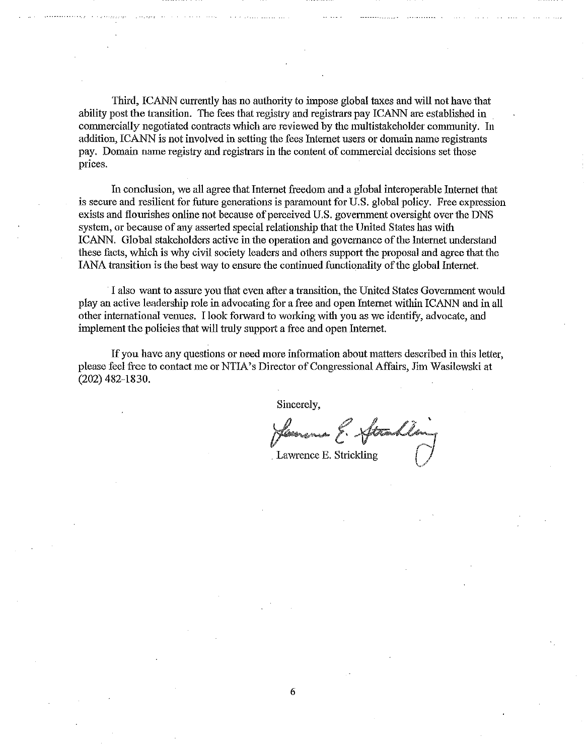Third, ICANN currently has no authority to impose global taxes and will not have that ability post the transition. The fees that registry and registrars pay ICANN are established in commercially negotiated contracts which are reviewed by the multistakeholder community. In addition, ICANN is not involved in setting the fees Internet users or domain name registrants pay. Domain name registry and registrars in the content of commercial decisions set those prices.

In conclusion, we all agree that Internet freedom and a global interoperable Internet that is secure and resilient for future generations is paramount for U.S. global policy. Free expression exists and flourishes online not because of perceived U.S. government oversight over the DNS system, or because of any asserted special relationship that the United States has with ICANN. Global stakeholders active in the operation and governance of the Internet understand these facts, which is why civil society leaders and others support the proposal and agree that the IANA transition is the best way to ensure the continued functionality of the global Internet.

I also want to assure you that even after a transition, the United States Government would play an active leadership role in advocating for a free and open Internet within ICANN and in all other international venues. I look forward to working with you as we identify, advocate, and implement the policies that will truly support a free and open Internet.

If you have any questions or need more information about matters described in this letter, please feel free to contact me or NTIA's Director of Congressional Affairs, Jim Wasilewski at (202) 482-1830.

Sincerely,

Lawrence E. Strickling